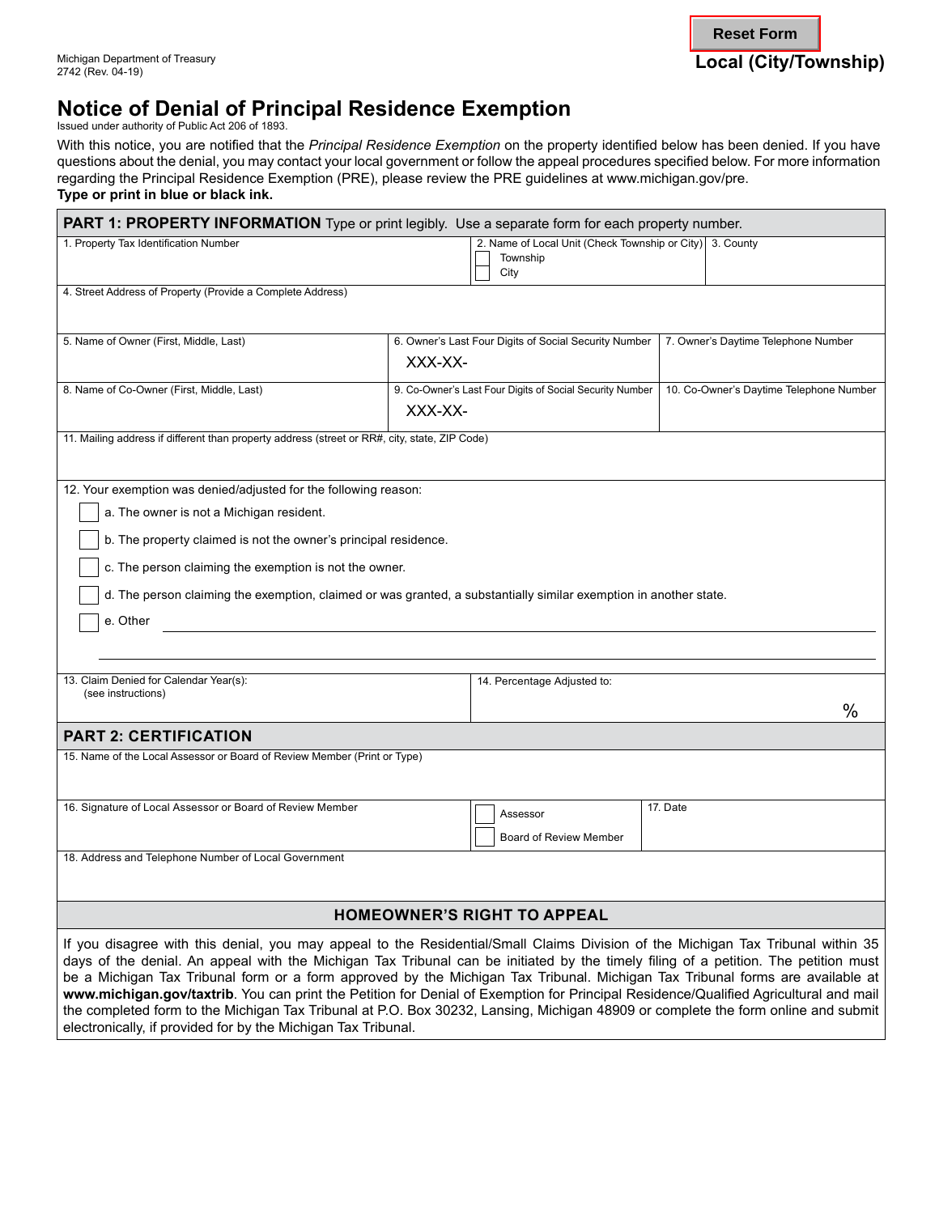Michigan Department of Treasury
2742 (Rev. 04-19)

Reset Form

**Local (City/Township)**

# Notice of Denial of Principal Residence Exemption

Issued under authority of Public Act 206 of 1893.

With this notice, you are notified that the *Principal Residence Exemption* on the property identified below has been denied. If you have questions about the denial, you may contact your local government or follow the appeal procedures specified below. For more information regarding the Principal Residence Exemption (PRE), please review the PRE guidelines at www.michigan.gov/pre.

**Type or print in blue or black ink.**

## PART 1: PROPERTY INFORMATION

Type or print legibly. Use a separate form for each property number.

| 1. Property Tax Identification Number | 2. Name of Local Unit (Check Township or City) ☐ Township ☐ City | 3. County |
|---|---|---|
| | | |

4. Street Address of Property (Provide a Complete Address)

| 5. Name of Owner (First, Middle, Last) | 6. Owner's Last Four Digits of Social Security Number | 7. Owner's Daytime Telephone Number |
|---|---|---|
| | XXX-XX- | |

| 8. Name of Co-Owner (First, Middle, Last) | 9. Co-Owner's Last Four Digits of Social Security Number | 10. Co-Owner's Daytime Telephone Number |
|---|---|---|
| | XXX-XX- | |

11. Mailing address if different than property address (street or RR#, city, state, ZIP Code)

12. Your exemption was denied/adjusted for the following reason:

- ☐ a. The owner is not a Michigan resident.
- ☐ b. The property claimed is not the owner's principal residence.
- ☐ c. The person claiming the exemption is not the owner.
- ☐ d. The person claiming the exemption, claimed or was granted, a substantially similar exemption in another state.
- ☐ e. Other ____________________

| 13. Claim Denied for Calendar Year(s): (see instructions) | 14. Percentage Adjusted to: |
|---|---|
| | % |

## PART 2: CERTIFICATION

15. Name of the Local Assessor or Board of Review Member (Print or Type)

| 16. Signature of Local Assessor or Board of Review Member | ☐ Assessor ☐ Board of Review Member | 17. Date |
|---|---|---|
| | | |

18. Address and Telephone Number of Local Government

## HOMEOWNER'S RIGHT TO APPEAL

If you disagree with this denial, you may appeal to the Residential/Small Claims Division of the Michigan Tax Tribunal within 35 days of the denial. An appeal with the Michigan Tax Tribunal can be initiated by the timely filing of a petition. The petition must be a Michigan Tax Tribunal form or a form approved by the Michigan Tax Tribunal. Michigan Tax Tribunal forms are available at **www.michigan.gov/taxtrib**. You can print the Petition for Denial of Exemption for Principal Residence/Qualified Agricultural and mail the completed form to the Michigan Tax Tribunal at P.O. Box 30232, Lansing, Michigan 48909 or complete the form online and submit electronically, if provided for by the Michigan Tax Tribunal.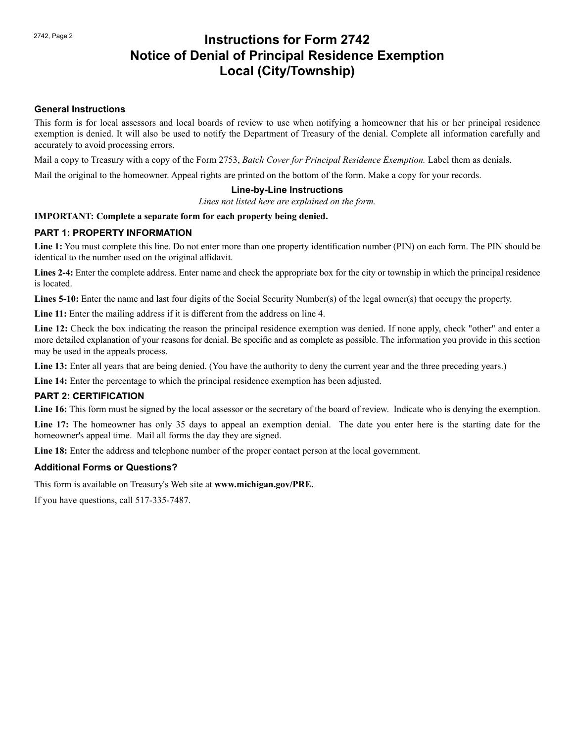# Instructions for Form 2742
# Notice of Denial of Principal Residence Exemption
# Local (City/Township)

### General Instructions

This form is for local assessors and local boards of review to use when notifying a homeowner that his or her principal residence exemption is denied. It will also be used to notify the Department of Treasury of the denial. Complete all information carefully and accurately to avoid processing errors.

Mail a copy to Treasury with a copy of the Form 2753, *Batch Cover for Principal Residence Exemption.* Label them as denials.

Mail the original to the homeowner. Appeal rights are printed on the bottom of the form. Make a copy for your records.

### Line-by-Line Instructions

*Lines not listed here are explained on the form.*

**IMPORTANT: Complete a separate form for each property being denied.**

### PART 1: PROPERTY INFORMATION

**Line 1:** You must complete this line. Do not enter more than one property identification number (PIN) on each form. The PIN should be identical to the number used on the original affidavit.

**Lines 2-4:** Enter the complete address. Enter name and check the appropriate box for the city or township in which the principal residence is located.

**Lines 5-10:** Enter the name and last four digits of the Social Security Number(s) of the legal owner(s) that occupy the property.

**Line 11:** Enter the mailing address if it is different from the address on line 4.

**Line 12:** Check the box indicating the reason the principal residence exemption was denied. If none apply, check "other" and enter a more detailed explanation of your reasons for denial. Be specific and as complete as possible. The information you provide in this section may be used in the appeals process.

**Line 13:** Enter all years that are being denied. (You have the authority to deny the current year and the three preceding years.)

**Line 14:** Enter the percentage to which the principal residence exemption has been adjusted.

### PART 2: CERTIFICATION

**Line 16:** This form must be signed by the local assessor or the secretary of the board of review. Indicate who is denying the exemption.

**Line 17:** The homeowner has only 35 days to appeal an exemption denial. The date you enter here is the starting date for the homeowner's appeal time. Mail all forms the day they are signed.

**Line 18:** Enter the address and telephone number of the proper contact person at the local government.

### Additional Forms or Questions?

This form is available on Treasury's Web site at **www.michigan.gov/PRE.**

If you have questions, call 517-335-7487.